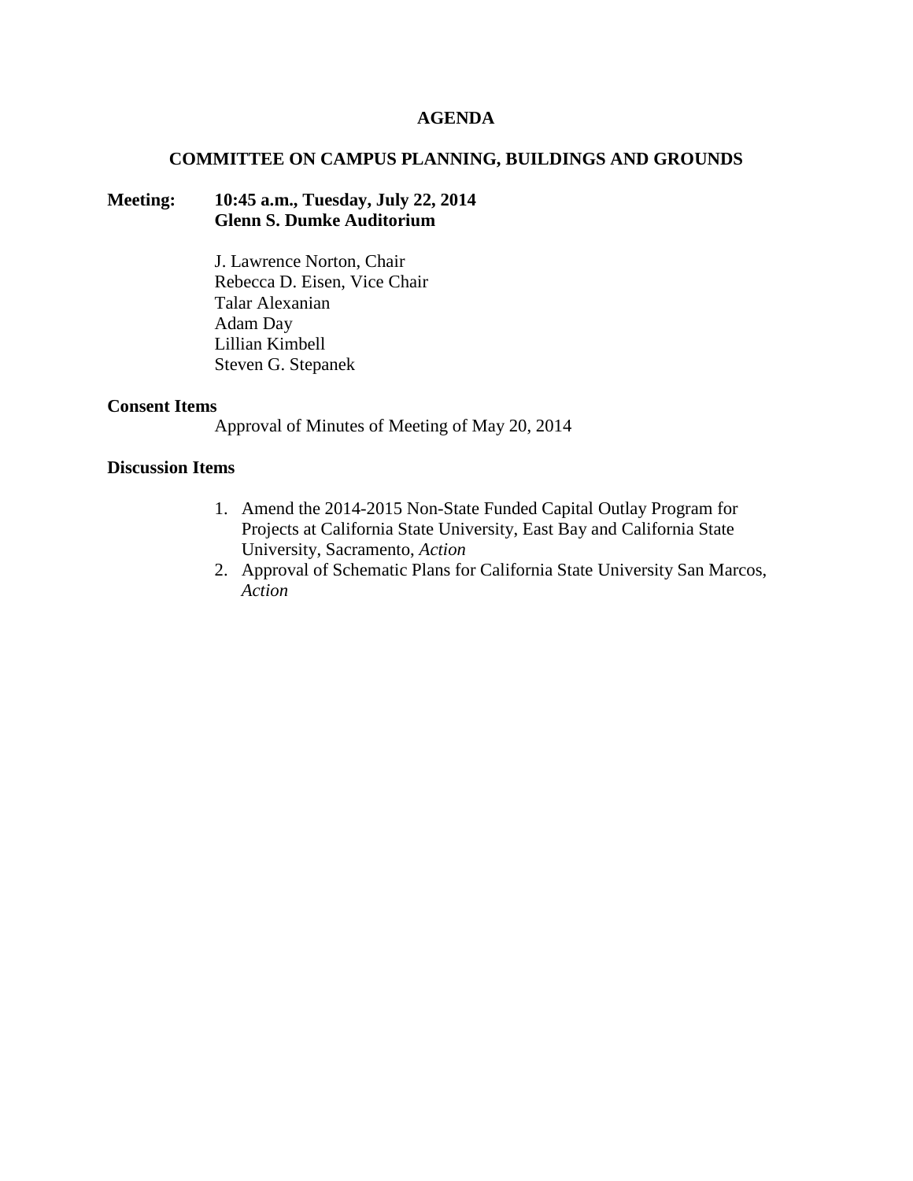# AGENDA

## COMMITTEE ON CAMPUS PLANNING, BUILDINGS AND GROUNDS

**Meeting: 10:45 a.m., Tuesday, July 22, 2014**
**Glenn S. Dumke Auditorium**

J. Lawrence Norton, Chair
Rebecca D. Eisen, Vice Chair
Talar Alexanian
Adam Day
Lillian Kimbell
Steven G. Stepanek

**Consent Items**

Approval of Minutes of Meeting of May 20, 2014

**Discussion Items**

1. Amend the 2014-2015 Non-State Funded Capital Outlay Program for Projects at California State University, East Bay and California State University, Sacramento, *Action*
2. Approval of Schematic Plans for California State University San Marcos, *Action*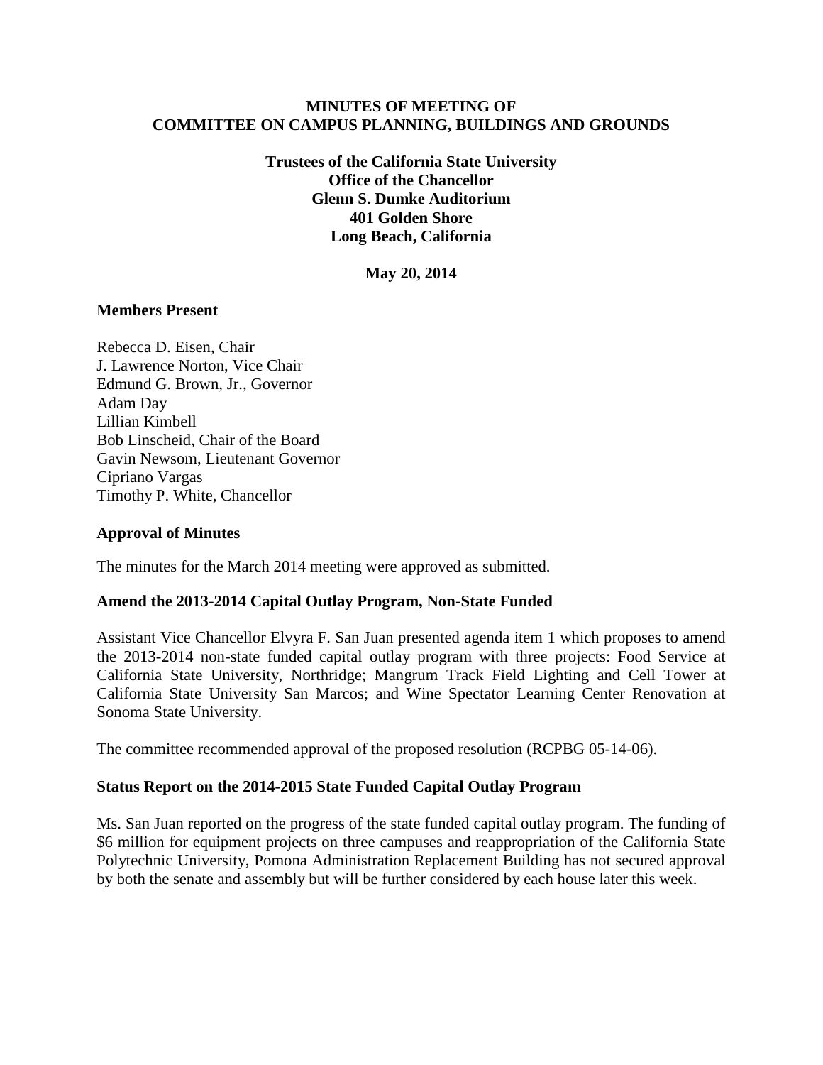**MINUTES OF MEETING OF**
**COMMITTEE ON CAMPUS PLANNING, BUILDINGS AND GROUNDS**

**Trustees of the California State University**
**Office of the Chancellor**
**Glenn S. Dumke Auditorium**
**401 Golden Shore**
**Long Beach, California**

**May 20, 2014**

### Members Present

Rebecca D. Eisen, Chair
J. Lawrence Norton, Vice Chair
Edmund G. Brown, Jr., Governor
Adam Day
Lillian Kimbell
Bob Linscheid, Chair of the Board
Gavin Newsom, Lieutenant Governor
Cipriano Vargas
Timothy P. White, Chancellor

### Approval of Minutes

The minutes for the March 2014 meeting were approved as submitted.

### Amend the 2013-2014 Capital Outlay Program, Non-State Funded

Assistant Vice Chancellor Elvyra F. San Juan presented agenda item 1 which proposes to amend the 2013-2014 non-state funded capital outlay program with three projects: Food Service at California State University, Northridge; Mangrum Track Field Lighting and Cell Tower at California State University San Marcos; and Wine Spectator Learning Center Renovation at Sonoma State University.

The committee recommended approval of the proposed resolution (RCPBG 05-14-06).

### Status Report on the 2014-2015 State Funded Capital Outlay Program

Ms. San Juan reported on the progress of the state funded capital outlay program. The funding of $6 million for equipment projects on three campuses and reappropriation of the California State Polytechnic University, Pomona Administration Replacement Building has not secured approval by both the senate and assembly but will be further considered by each house later this week.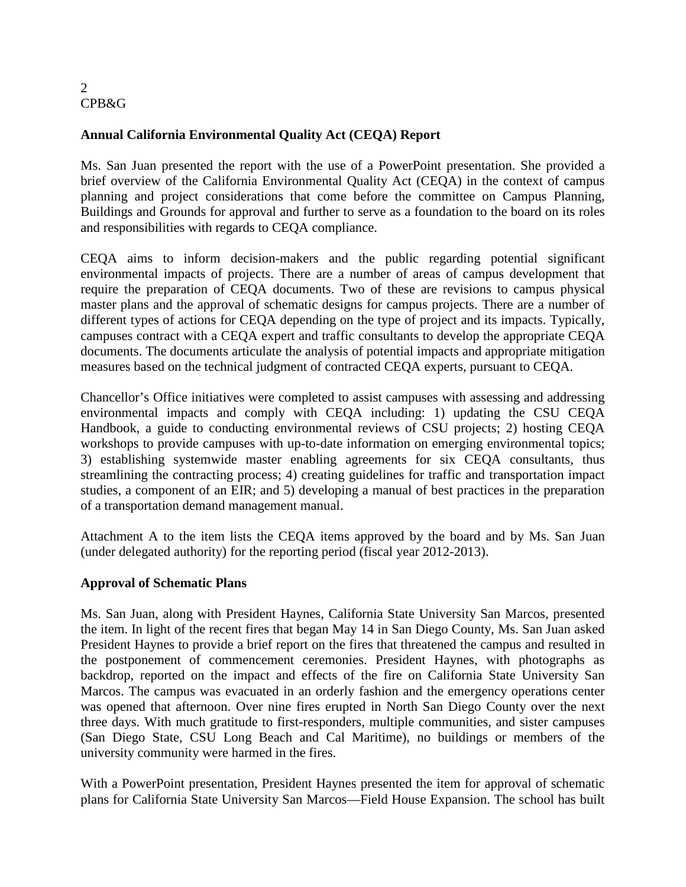## Annual California Environmental Quality Act (CEQA) Report

Ms. San Juan presented the report with the use of a PowerPoint presentation. She provided a brief overview of the California Environmental Quality Act (CEQA) in the context of campus planning and project considerations that come before the committee on Campus Planning, Buildings and Grounds for approval and further to serve as a foundation to the board on its roles and responsibilities with regards to CEQA compliance.

CEQA aims to inform decision-makers and the public regarding potential significant environmental impacts of projects. There are a number of areas of campus development that require the preparation of CEQA documents. Two of these are revisions to campus physical master plans and the approval of schematic designs for campus projects. There are a number of different types of actions for CEQA depending on the type of project and its impacts. Typically, campuses contract with a CEQA expert and traffic consultants to develop the appropriate CEQA documents. The documents articulate the analysis of potential impacts and appropriate mitigation measures based on the technical judgment of contracted CEQA experts, pursuant to CEQA.

Chancellor's Office initiatives were completed to assist campuses with assessing and addressing environmental impacts and comply with CEQA including: 1) updating the CSU CEQA Handbook, a guide to conducting environmental reviews of CSU projects; 2) hosting CEQA workshops to provide campuses with up-to-date information on emerging environmental topics; 3) establishing systemwide master enabling agreements for six CEQA consultants, thus streamlining the contracting process; 4) creating guidelines for traffic and transportation impact studies, a component of an EIR; and 5) developing a manual of best practices in the preparation of a transportation demand management manual.

Attachment A to the item lists the CEQA items approved by the board and by Ms. San Juan (under delegated authority) for the reporting period (fiscal year 2012-2013).

## Approval of Schematic Plans

Ms. San Juan, along with President Haynes, California State University San Marcos, presented the item. In light of the recent fires that began May 14 in San Diego County, Ms. San Juan asked President Haynes to provide a brief report on the fires that threatened the campus and resulted in the postponement of commencement ceremonies. President Haynes, with photographs as backdrop, reported on the impact and effects of the fire on California State University San Marcos. The campus was evacuated in an orderly fashion and the emergency operations center was opened that afternoon. Over nine fires erupted in North San Diego County over the next three days. With much gratitude to first-responders, multiple communities, and sister campuses (San Diego State, CSU Long Beach and Cal Maritime), no buildings or members of the university community were harmed in the fires.

With a PowerPoint presentation, President Haynes presented the item for approval of schematic plans for California State University San Marcos—Field House Expansion. The school has built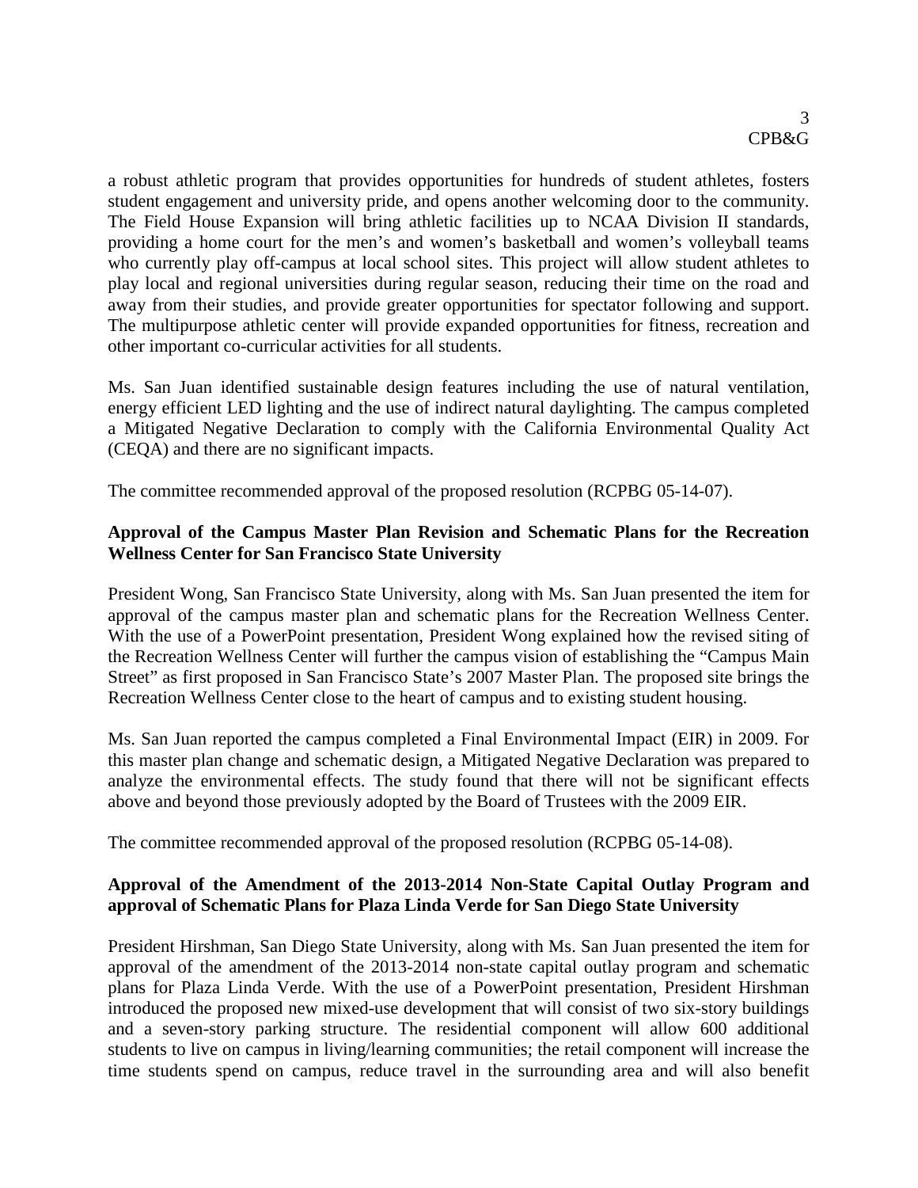a robust athletic program that provides opportunities for hundreds of student athletes, fosters student engagement and university pride, and opens another welcoming door to the community. The Field House Expansion will bring athletic facilities up to NCAA Division II standards, providing a home court for the men's and women's basketball and women's volleyball teams who currently play off-campus at local school sites. This project will allow student athletes to play local and regional universities during regular season, reducing their time on the road and away from their studies, and provide greater opportunities for spectator following and support. The multipurpose athletic center will provide expanded opportunities for fitness, recreation and other important co-curricular activities for all students.

Ms. San Juan identified sustainable design features including the use of natural ventilation, energy efficient LED lighting and the use of indirect natural daylighting. The campus completed a Mitigated Negative Declaration to comply with the California Environmental Quality Act (CEQA) and there are no significant impacts.

The committee recommended approval of the proposed resolution (RCPBG 05-14-07).

**Approval of the Campus Master Plan Revision and Schematic Plans for the Recreation Wellness Center for San Francisco State University**

President Wong, San Francisco State University, along with Ms. San Juan presented the item for approval of the campus master plan and schematic plans for the Recreation Wellness Center. With the use of a PowerPoint presentation, President Wong explained how the revised siting of the Recreation Wellness Center will further the campus vision of establishing the "Campus Main Street" as first proposed in San Francisco State's 2007 Master Plan. The proposed site brings the Recreation Wellness Center close to the heart of campus and to existing student housing.

Ms. San Juan reported the campus completed a Final Environmental Impact (EIR) in 2009. For this master plan change and schematic design, a Mitigated Negative Declaration was prepared to analyze the environmental effects. The study found that there will not be significant effects above and beyond those previously adopted by the Board of Trustees with the 2009 EIR.

The committee recommended approval of the proposed resolution (RCPBG 05-14-08).

**Approval of the Amendment of the 2013-2014 Non-State Capital Outlay Program and approval of Schematic Plans for Plaza Linda Verde for San Diego State University**

President Hirshman, San Diego State University, along with Ms. San Juan presented the item for approval of the amendment of the 2013-2014 non-state capital outlay program and schematic plans for Plaza Linda Verde. With the use of a PowerPoint presentation, President Hirshman introduced the proposed new mixed-use development that will consist of two six-story buildings and a seven-story parking structure. The residential component will allow 600 additional students to live on campus in living/learning communities; the retail component will increase the time students spend on campus, reduce travel in the surrounding area and will also benefit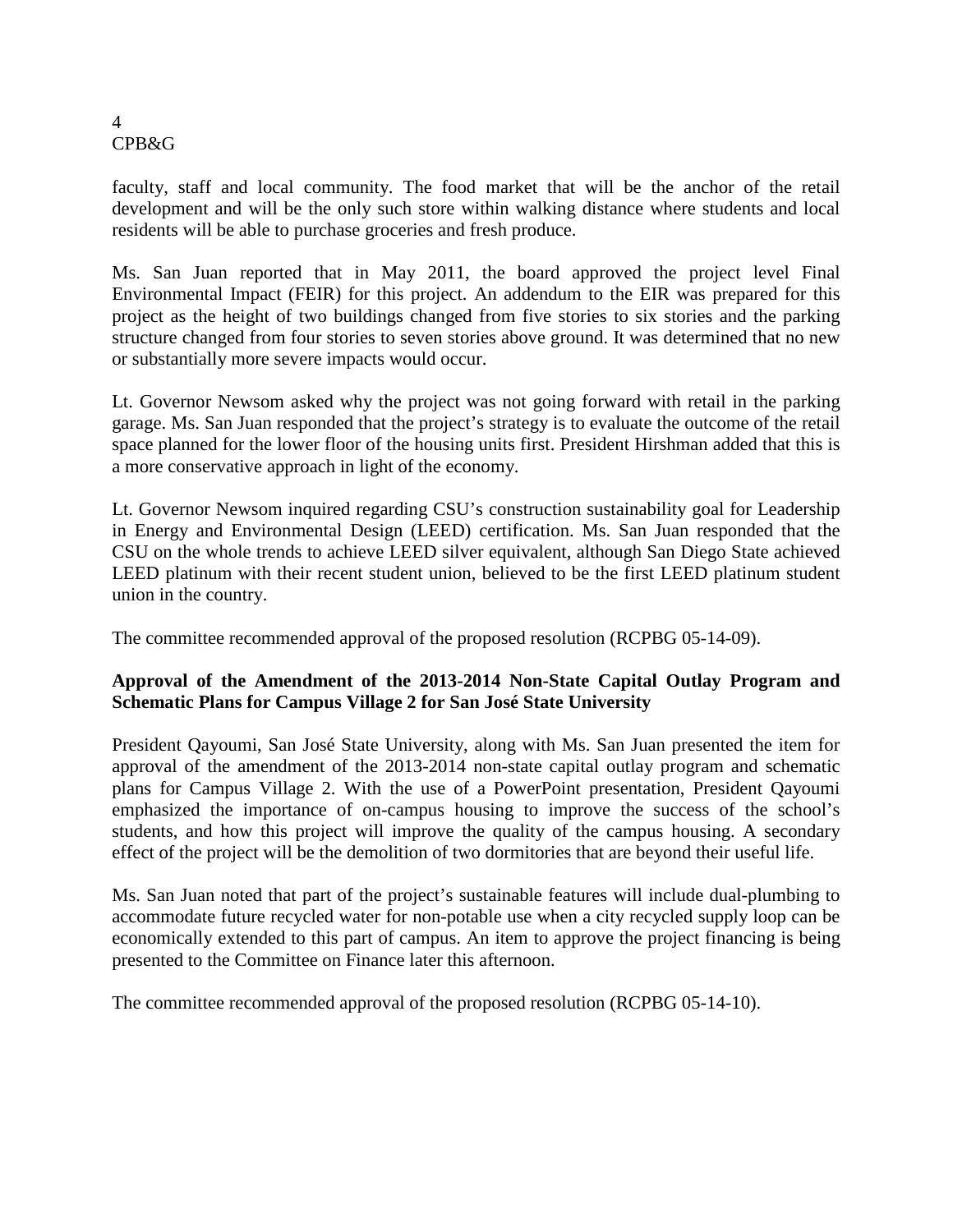faculty, staff and local community. The food market that will be the anchor of the retail development and will be the only such store within walking distance where students and local residents will be able to purchase groceries and fresh produce.

Ms. San Juan reported that in May 2011, the board approved the project level Final Environmental Impact (FEIR) for this project. An addendum to the EIR was prepared for this project as the height of two buildings changed from five stories to six stories and the parking structure changed from four stories to seven stories above ground. It was determined that no new or substantially more severe impacts would occur.

Lt. Governor Newsom asked why the project was not going forward with retail in the parking garage. Ms. San Juan responded that the project's strategy is to evaluate the outcome of the retail space planned for the lower floor of the housing units first. President Hirshman added that this is a more conservative approach in light of the economy.

Lt. Governor Newsom inquired regarding CSU's construction sustainability goal for Leadership in Energy and Environmental Design (LEED) certification. Ms. San Juan responded that the CSU on the whole trends to achieve LEED silver equivalent, although San Diego State achieved LEED platinum with their recent student union, believed to be the first LEED platinum student union in the country.

The committee recommended approval of the proposed resolution (RCPBG 05-14-09).

**Approval of the Amendment of the 2013-2014 Non-State Capital Outlay Program and Schematic Plans for Campus Village 2 for San José State University**

President Qayoumi, San José State University, along with Ms. San Juan presented the item for approval of the amendment of the 2013-2014 non-state capital outlay program and schematic plans for Campus Village 2. With the use of a PowerPoint presentation, President Qayoumi emphasized the importance of on-campus housing to improve the success of the school's students, and how this project will improve the quality of the campus housing. A secondary effect of the project will be the demolition of two dormitories that are beyond their useful life.

Ms. San Juan noted that part of the project's sustainable features will include dual-plumbing to accommodate future recycled water for non-potable use when a city recycled supply loop can be economically extended to this part of campus. An item to approve the project financing is being presented to the Committee on Finance later this afternoon.

The committee recommended approval of the proposed resolution (RCPBG 05-14-10).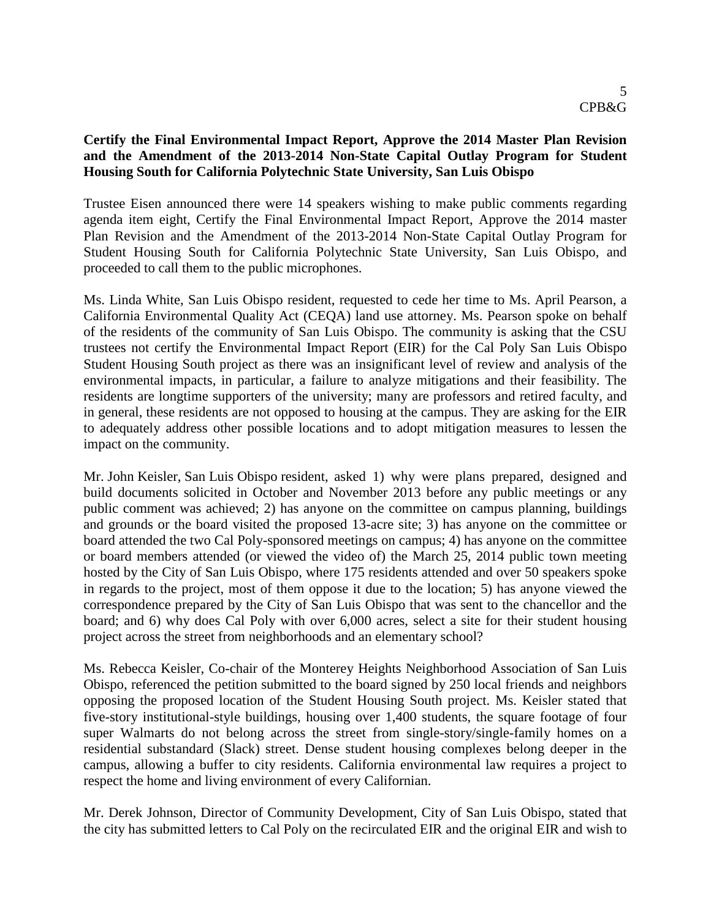**Certify the Final Environmental Impact Report, Approve the 2014 Master Plan Revision and the Amendment of the 2013-2014 Non-State Capital Outlay Program for Student Housing South for California Polytechnic State University, San Luis Obispo**

Trustee Eisen announced there were 14 speakers wishing to make public comments regarding agenda item eight, Certify the Final Environmental Impact Report, Approve the 2014 master Plan Revision and the Amendment of the 2013-2014 Non-State Capital Outlay Program for Student Housing South for California Polytechnic State University, San Luis Obispo, and proceeded to call them to the public microphones.

Ms. Linda White, San Luis Obispo resident, requested to cede her time to Ms. April Pearson, a California Environmental Quality Act (CEQA) land use attorney. Ms. Pearson spoke on behalf of the residents of the community of San Luis Obispo. The community is asking that the CSU trustees not certify the Environmental Impact Report (EIR) for the Cal Poly San Luis Obispo Student Housing South project as there was an insignificant level of review and analysis of the environmental impacts, in particular, a failure to analyze mitigations and their feasibility. The residents are longtime supporters of the university; many are professors and retired faculty, and in general, these residents are not opposed to housing at the campus. They are asking for the EIR to adequately address other possible locations and to adopt mitigation measures to lessen the impact on the community.

Mr. John Keisler, San Luis Obispo resident, asked 1) why were plans prepared, designed and build documents solicited in October and November 2013 before any public meetings or any public comment was achieved; 2) has anyone on the committee on campus planning, buildings and grounds or the board visited the proposed 13-acre site; 3) has anyone on the committee or board attended the two Cal Poly-sponsored meetings on campus; 4) has anyone on the committee or board members attended (or viewed the video of) the March 25, 2014 public town meeting hosted by the City of San Luis Obispo, where 175 residents attended and over 50 speakers spoke in regards to the project, most of them oppose it due to the location; 5) has anyone viewed the correspondence prepared by the City of San Luis Obispo that was sent to the chancellor and the board; and 6) why does Cal Poly with over 6,000 acres, select a site for their student housing project across the street from neighborhoods and an elementary school?

Ms. Rebecca Keisler, Co-chair of the Monterey Heights Neighborhood Association of San Luis Obispo, referenced the petition submitted to the board signed by 250 local friends and neighbors opposing the proposed location of the Student Housing South project. Ms. Keisler stated that five-story institutional-style buildings, housing over 1,400 students, the square footage of four super Walmarts do not belong across the street from single-story/single-family homes on a residential substandard (Slack) street. Dense student housing complexes belong deeper in the campus, allowing a buffer to city residents. California environmental law requires a project to respect the home and living environment of every Californian.

Mr. Derek Johnson, Director of Community Development, City of San Luis Obispo, stated that the city has submitted letters to Cal Poly on the recirculated EIR and the original EIR and wish to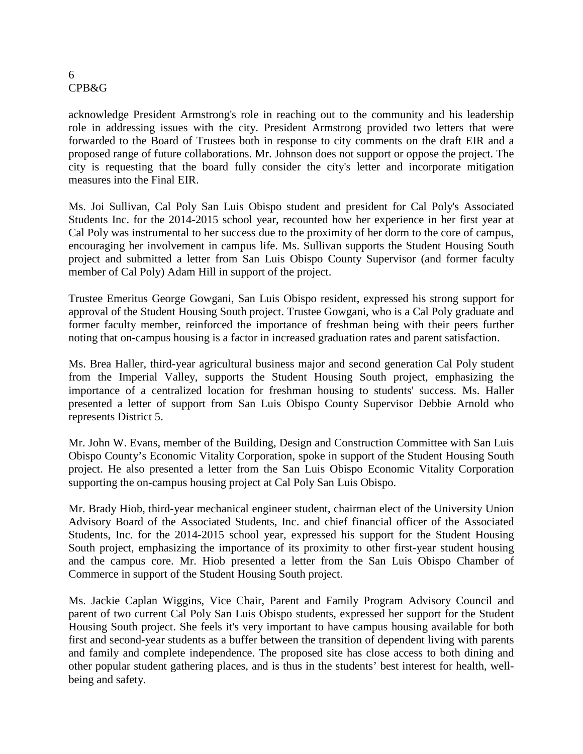acknowledge President Armstrong's role in reaching out to the community and his leadership role in addressing issues with the city. President Armstrong provided two letters that were forwarded to the Board of Trustees both in response to city comments on the draft EIR and a proposed range of future collaborations. Mr. Johnson does not support or oppose the project. The city is requesting that the board fully consider the city's letter and incorporate mitigation measures into the Final EIR.

Ms. Joi Sullivan, Cal Poly San Luis Obispo student and president for Cal Poly's Associated Students Inc. for the 2014-2015 school year, recounted how her experience in her first year at Cal Poly was instrumental to her success due to the proximity of her dorm to the core of campus, encouraging her involvement in campus life. Ms. Sullivan supports the Student Housing South project and submitted a letter from San Luis Obispo County Supervisor (and former faculty member of Cal Poly) Adam Hill in support of the project.

Trustee Emeritus George Gowgani, San Luis Obispo resident, expressed his strong support for approval of the Student Housing South project. Trustee Gowgani, who is a Cal Poly graduate and former faculty member, reinforced the importance of freshman being with their peers further noting that on-campus housing is a factor in increased graduation rates and parent satisfaction.

Ms. Brea Haller, third-year agricultural business major and second generation Cal Poly student from the Imperial Valley, supports the Student Housing South project, emphasizing the importance of a centralized location for freshman housing to students' success. Ms. Haller presented a letter of support from San Luis Obispo County Supervisor Debbie Arnold who represents District 5.

Mr. John W. Evans, member of the Building, Design and Construction Committee with San Luis Obispo County's Economic Vitality Corporation, spoke in support of the Student Housing South project. He also presented a letter from the San Luis Obispo Economic Vitality Corporation supporting the on-campus housing project at Cal Poly San Luis Obispo.

Mr. Brady Hiob, third-year mechanical engineer student, chairman elect of the University Union Advisory Board of the Associated Students, Inc. and chief financial officer of the Associated Students, Inc. for the 2014-2015 school year, expressed his support for the Student Housing South project, emphasizing the importance of its proximity to other first-year student housing and the campus core. Mr. Hiob presented a letter from the San Luis Obispo Chamber of Commerce in support of the Student Housing South project.

Ms. Jackie Caplan Wiggins, Vice Chair, Parent and Family Program Advisory Council and parent of two current Cal Poly San Luis Obispo students, expressed her support for the Student Housing South project. She feels it's very important to have campus housing available for both first and second-year students as a buffer between the transition of dependent living with parents and family and complete independence. The proposed site has close access to both dining and other popular student gathering places, and is thus in the students' best interest for health, well-being and safety.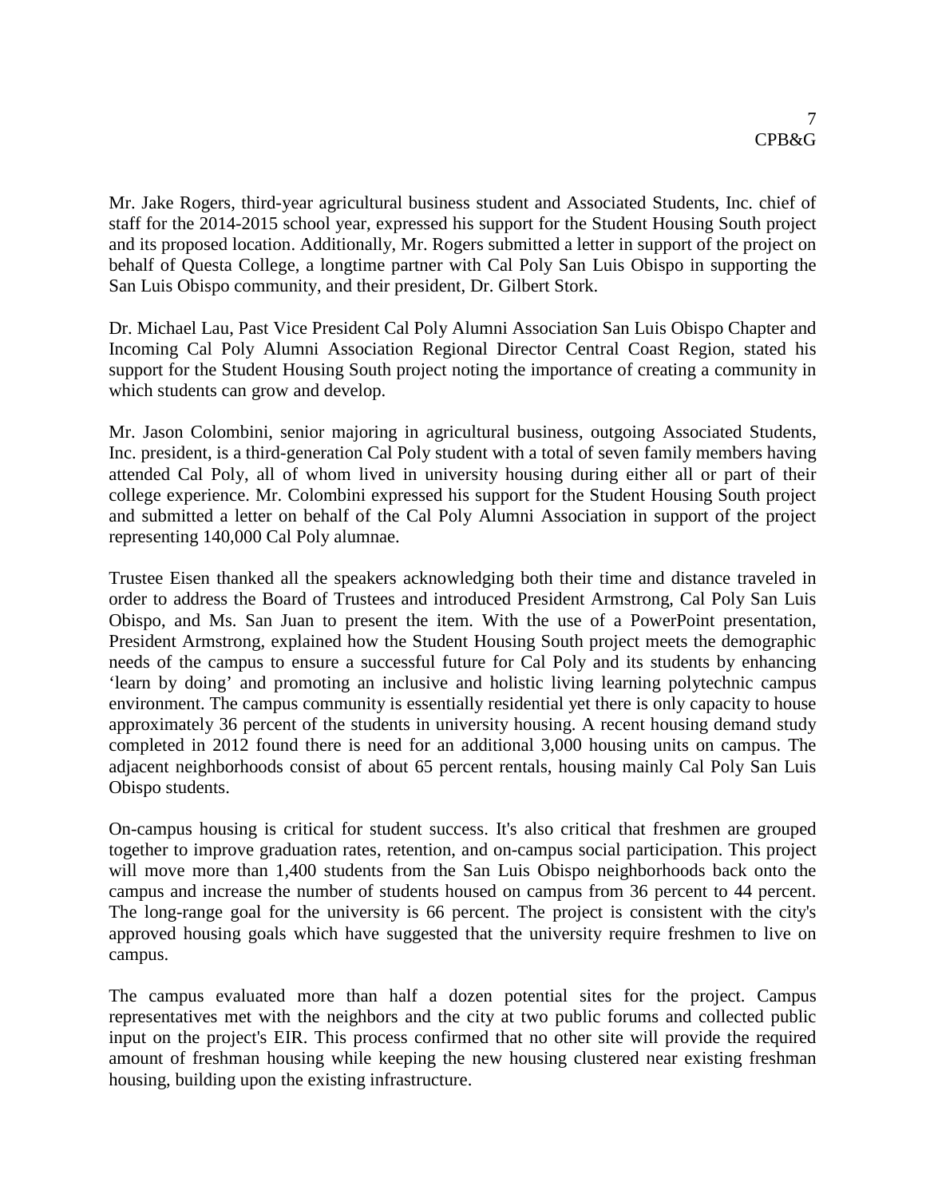Mr. Jake Rogers, third-year agricultural business student and Associated Students, Inc. chief of staff for the 2014-2015 school year, expressed his support for the Student Housing South project and its proposed location. Additionally, Mr. Rogers submitted a letter in support of the project on behalf of Questa College, a longtime partner with Cal Poly San Luis Obispo in supporting the San Luis Obispo community, and their president, Dr. Gilbert Stork.

Dr. Michael Lau, Past Vice President Cal Poly Alumni Association San Luis Obispo Chapter and Incoming Cal Poly Alumni Association Regional Director Central Coast Region, stated his support for the Student Housing South project noting the importance of creating a community in which students can grow and develop.

Mr. Jason Colombini, senior majoring in agricultural business, outgoing Associated Students, Inc. president, is a third-generation Cal Poly student with a total of seven family members having attended Cal Poly, all of whom lived in university housing during either all or part of their college experience. Mr. Colombini expressed his support for the Student Housing South project and submitted a letter on behalf of the Cal Poly Alumni Association in support of the project representing 140,000 Cal Poly alumnae.

Trustee Eisen thanked all the speakers acknowledging both their time and distance traveled in order to address the Board of Trustees and introduced President Armstrong, Cal Poly San Luis Obispo, and Ms. San Juan to present the item. With the use of a PowerPoint presentation, President Armstrong, explained how the Student Housing South project meets the demographic needs of the campus to ensure a successful future for Cal Poly and its students by enhancing 'learn by doing' and promoting an inclusive and holistic living learning polytechnic campus environment. The campus community is essentially residential yet there is only capacity to house approximately 36 percent of the students in university housing. A recent housing demand study completed in 2012 found there is need for an additional 3,000 housing units on campus. The adjacent neighborhoods consist of about 65 percent rentals, housing mainly Cal Poly San Luis Obispo students.

On-campus housing is critical for student success. It's also critical that freshmen are grouped together to improve graduation rates, retention, and on-campus social participation. This project will move more than 1,400 students from the San Luis Obispo neighborhoods back onto the campus and increase the number of students housed on campus from 36 percent to 44 percent. The long-range goal for the university is 66 percent. The project is consistent with the city's approved housing goals which have suggested that the university require freshmen to live on campus.

The campus evaluated more than half a dozen potential sites for the project. Campus representatives met with the neighbors and the city at two public forums and collected public input on the project's EIR. This process confirmed that no other site will provide the required amount of freshman housing while keeping the new housing clustered near existing freshman housing, building upon the existing infrastructure.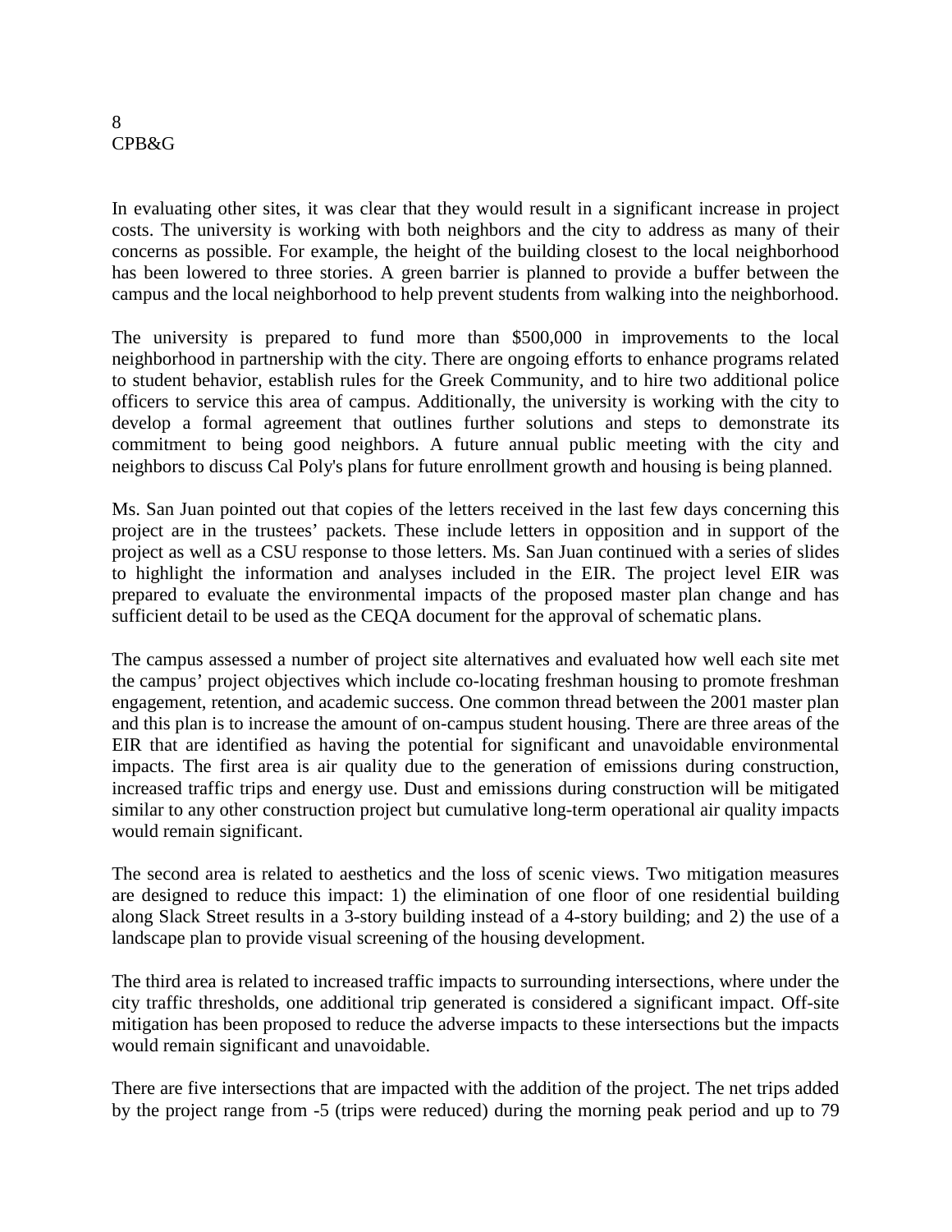In evaluating other sites, it was clear that they would result in a significant increase in project costs. The university is working with both neighbors and the city to address as many of their concerns as possible. For example, the height of the building closest to the local neighborhood has been lowered to three stories. A green barrier is planned to provide a buffer between the campus and the local neighborhood to help prevent students from walking into the neighborhood.

The university is prepared to fund more than $500,000 in improvements to the local neighborhood in partnership with the city. There are ongoing efforts to enhance programs related to student behavior, establish rules for the Greek Community, and to hire two additional police officers to service this area of campus. Additionally, the university is working with the city to develop a formal agreement that outlines further solutions and steps to demonstrate its commitment to being good neighbors. A future annual public meeting with the city and neighbors to discuss Cal Poly's plans for future enrollment growth and housing is being planned.

Ms. San Juan pointed out that copies of the letters received in the last few days concerning this project are in the trustees' packets. These include letters in opposition and in support of the project as well as a CSU response to those letters. Ms. San Juan continued with a series of slides to highlight the information and analyses included in the EIR. The project level EIR was prepared to evaluate the environmental impacts of the proposed master plan change and has sufficient detail to be used as the CEQA document for the approval of schematic plans.

The campus assessed a number of project site alternatives and evaluated how well each site met the campus' project objectives which include co-locating freshman housing to promote freshman engagement, retention, and academic success. One common thread between the 2001 master plan and this plan is to increase the amount of on-campus student housing. There are three areas of the EIR that are identified as having the potential for significant and unavoidable environmental impacts. The first area is air quality due to the generation of emissions during construction, increased traffic trips and energy use. Dust and emissions during construction will be mitigated similar to any other construction project but cumulative long-term operational air quality impacts would remain significant.

The second area is related to aesthetics and the loss of scenic views. Two mitigation measures are designed to reduce this impact: 1) the elimination of one floor of one residential building along Slack Street results in a 3-story building instead of a 4-story building; and 2) the use of a landscape plan to provide visual screening of the housing development.

The third area is related to increased traffic impacts to surrounding intersections, where under the city traffic thresholds, one additional trip generated is considered a significant impact. Off-site mitigation has been proposed to reduce the adverse impacts to these intersections but the impacts would remain significant and unavoidable.

There are five intersections that are impacted with the addition of the project. The net trips added by the project range from -5 (trips were reduced) during the morning peak period and up to 79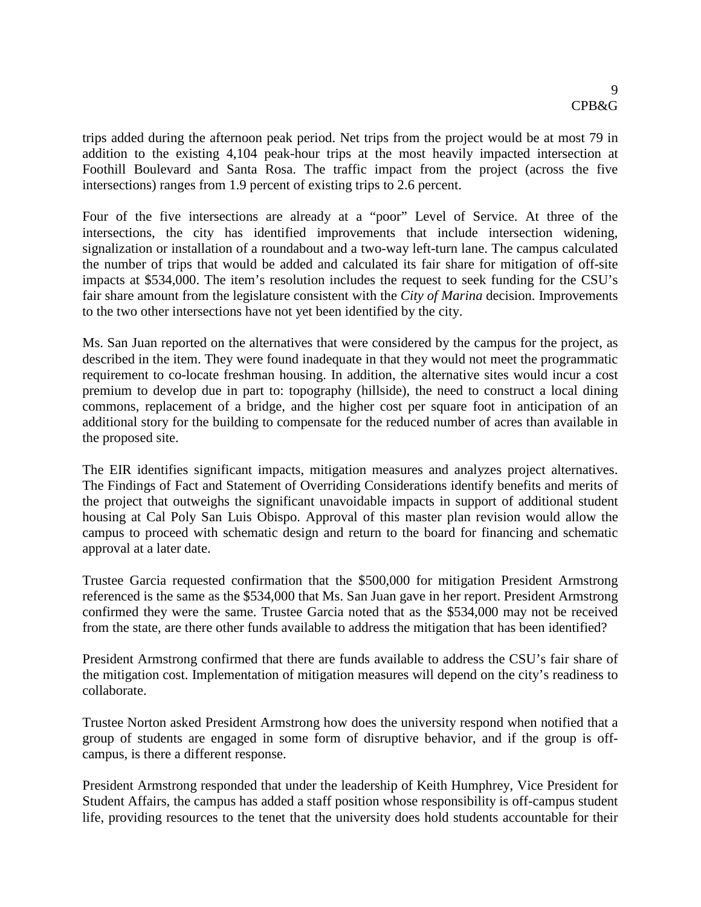trips added during the afternoon peak period. Net trips from the project would be at most 79 in addition to the existing 4,104 peak-hour trips at the most heavily impacted intersection at Foothill Boulevard and Santa Rosa. The traffic impact from the project (across the five intersections) ranges from 1.9 percent of existing trips to 2.6 percent.

Four of the five intersections are already at a "poor" Level of Service. At three of the intersections, the city has identified improvements that include intersection widening, signalization or installation of a roundabout and a two-way left-turn lane. The campus calculated the number of trips that would be added and calculated its fair share for mitigation of off-site impacts at $534,000. The item's resolution includes the request to seek funding for the CSU's fair share amount from the legislature consistent with the *City of Marina* decision. Improvements to the two other intersections have not yet been identified by the city.

Ms. San Juan reported on the alternatives that were considered by the campus for the project, as described in the item. They were found inadequate in that they would not meet the programmatic requirement to co-locate freshman housing. In addition, the alternative sites would incur a cost premium to develop due in part to: topography (hillside), the need to construct a local dining commons, replacement of a bridge, and the higher cost per square foot in anticipation of an additional story for the building to compensate for the reduced number of acres than available in the proposed site.

The EIR identifies significant impacts, mitigation measures and analyzes project alternatives. The Findings of Fact and Statement of Overriding Considerations identify benefits and merits of the project that outweighs the significant unavoidable impacts in support of additional student housing at Cal Poly San Luis Obispo. Approval of this master plan revision would allow the campus to proceed with schematic design and return to the board for financing and schematic approval at a later date.

Trustee Garcia requested confirmation that the $500,000 for mitigation President Armstrong referenced is the same as the $534,000 that Ms. San Juan gave in her report. President Armstrong confirmed they were the same. Trustee Garcia noted that as the $534,000 may not be received from the state, are there other funds available to address the mitigation that has been identified?

President Armstrong confirmed that there are funds available to address the CSU's fair share of the mitigation cost. Implementation of mitigation measures will depend on the city's readiness to collaborate.

Trustee Norton asked President Armstrong how does the university respond when notified that a group of students are engaged in some form of disruptive behavior, and if the group is off-campus, is there a different response.

President Armstrong responded that under the leadership of Keith Humphrey, Vice President for Student Affairs, the campus has added a staff position whose responsibility is off-campus student life, providing resources to the tenet that the university does hold students accountable for their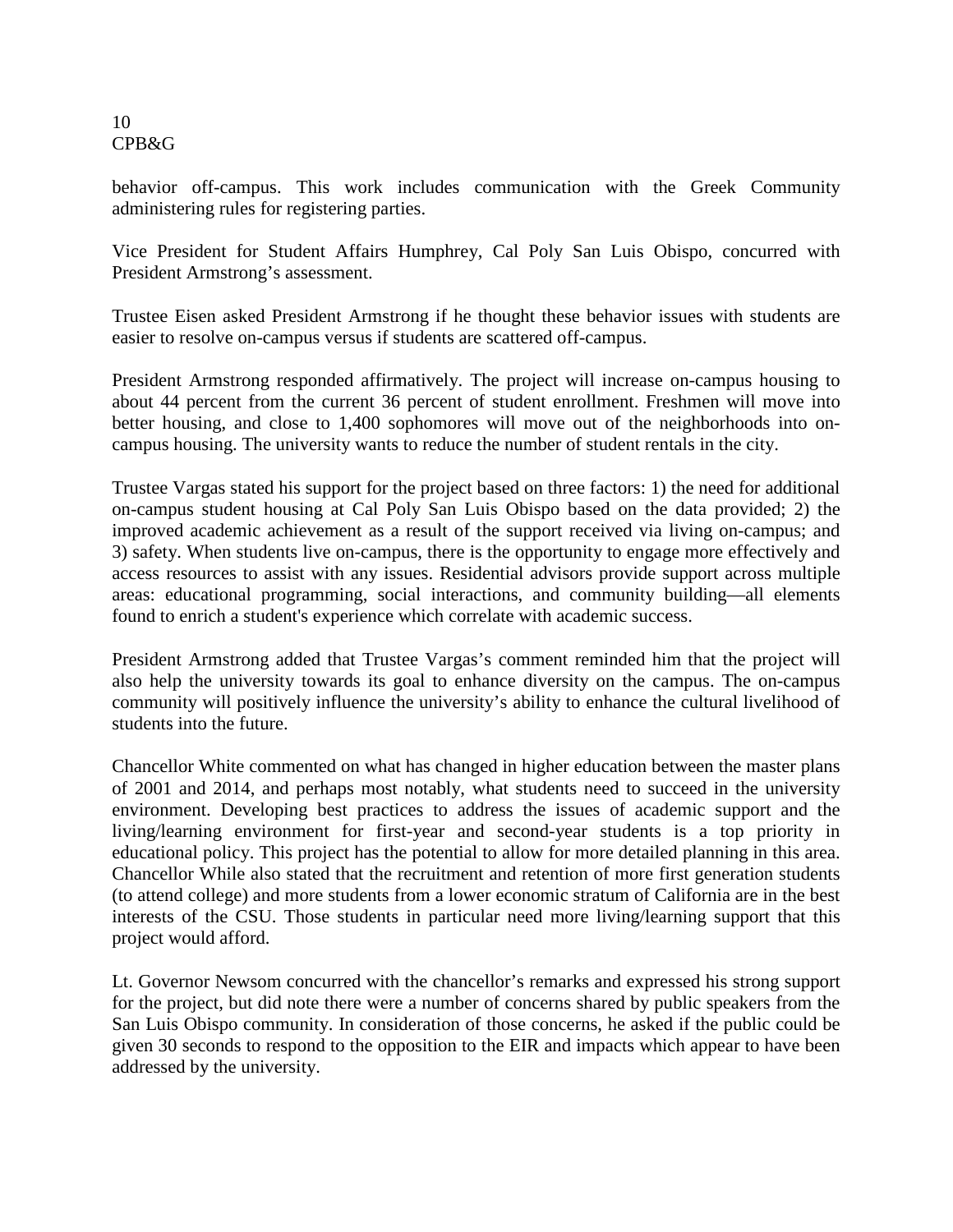behavior off-campus. This work includes communication with the Greek Community administering rules for registering parties.

Vice President for Student Affairs Humphrey, Cal Poly San Luis Obispo, concurred with President Armstrong's assessment.

Trustee Eisen asked President Armstrong if he thought these behavior issues with students are easier to resolve on-campus versus if students are scattered off-campus.

President Armstrong responded affirmatively. The project will increase on-campus housing to about 44 percent from the current 36 percent of student enrollment. Freshmen will move into better housing, and close to 1,400 sophomores will move out of the neighborhoods into on-campus housing. The university wants to reduce the number of student rentals in the city.

Trustee Vargas stated his support for the project based on three factors: 1) the need for additional on-campus student housing at Cal Poly San Luis Obispo based on the data provided; 2) the improved academic achievement as a result of the support received via living on-campus; and 3) safety. When students live on-campus, there is the opportunity to engage more effectively and access resources to assist with any issues. Residential advisors provide support across multiple areas: educational programming, social interactions, and community building—all elements found to enrich a student's experience which correlate with academic success.

President Armstrong added that Trustee Vargas's comment reminded him that the project will also help the university towards its goal to enhance diversity on the campus. The on-campus community will positively influence the university's ability to enhance the cultural livelihood of students into the future.

Chancellor White commented on what has changed in higher education between the master plans of 2001 and 2014, and perhaps most notably, what students need to succeed in the university environment. Developing best practices to address the issues of academic support and the living/learning environment for first-year and second-year students is a top priority in educational policy. This project has the potential to allow for more detailed planning in this area. Chancellor While also stated that the recruitment and retention of more first generation students (to attend college) and more students from a lower economic stratum of California are in the best interests of the CSU. Those students in particular need more living/learning support that this project would afford.

Lt. Governor Newsom concurred with the chancellor's remarks and expressed his strong support for the project, but did note there were a number of concerns shared by public speakers from the San Luis Obispo community. In consideration of those concerns, he asked if the public could be given 30 seconds to respond to the opposition to the EIR and impacts which appear to have been addressed by the university.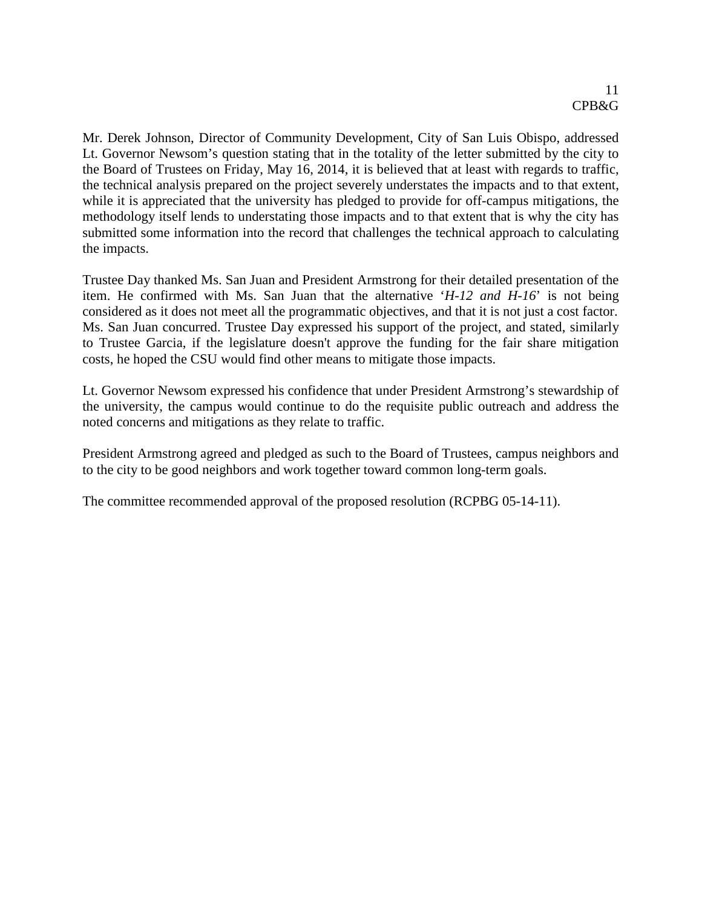Mr. Derek Johnson, Director of Community Development, City of San Luis Obispo, addressed Lt. Governor Newsom's question stating that in the totality of the letter submitted by the city to the Board of Trustees on Friday, May 16, 2014, it is believed that at least with regards to traffic, the technical analysis prepared on the project severely understates the impacts and to that extent, while it is appreciated that the university has pledged to provide for off-campus mitigations, the methodology itself lends to understating those impacts and to that extent that is why the city has submitted some information into the record that challenges the technical approach to calculating the impacts.

Trustee Day thanked Ms. San Juan and President Armstrong for their detailed presentation of the item. He confirmed with Ms. San Juan that the alternative '*H-12 and H-16*' is not being considered as it does not meet all the programmatic objectives, and that it is not just a cost factor. Ms. San Juan concurred. Trustee Day expressed his support of the project, and stated, similarly to Trustee Garcia, if the legislature doesn't approve the funding for the fair share mitigation costs, he hoped the CSU would find other means to mitigate those impacts.

Lt. Governor Newsom expressed his confidence that under President Armstrong's stewardship of the university, the campus would continue to do the requisite public outreach and address the noted concerns and mitigations as they relate to traffic.

President Armstrong agreed and pledged as such to the Board of Trustees, campus neighbors and to the city to be good neighbors and work together toward common long-term goals.

The committee recommended approval of the proposed resolution (RCPBG 05-14-11).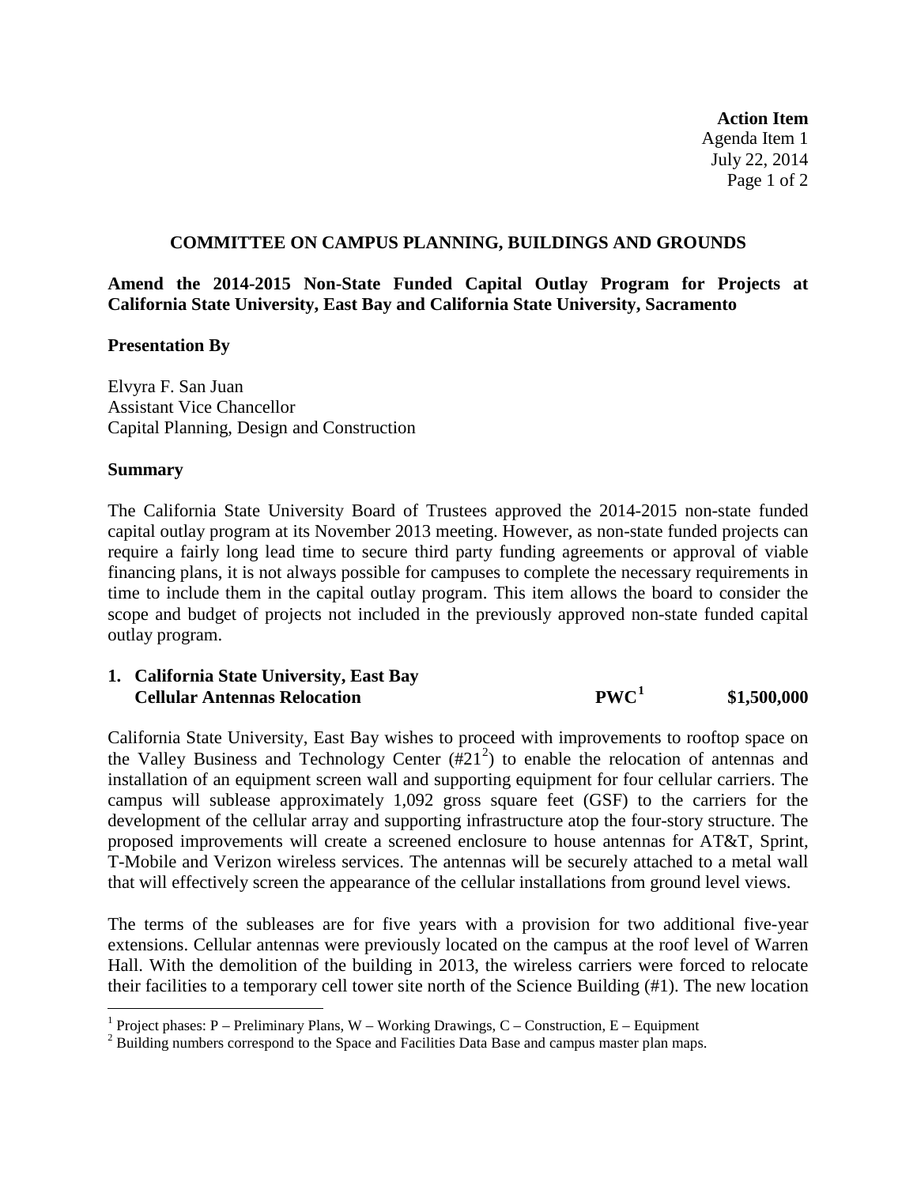**Action Item**
Agenda Item 1
July 22, 2014

## COMMITTEE ON CAMPUS PLANNING, BUILDINGS AND GROUNDS

**Amend the 2014-2015 Non-State Funded Capital Outlay Program for Projects at California State University, East Bay and California State University, Sacramento**

**Presentation By**

Elvyra F. San Juan
Assistant Vice Chancellor
Capital Planning, Design and Construction

**Summary**

The California State University Board of Trustees approved the 2014-2015 non-state funded capital outlay program at its November 2013 meeting. However, as non-state funded projects can require a fairly long lead time to secure third party funding agreements or approval of viable financing plans, it is not always possible for campuses to complete the necessary requirements in time to include them in the capital outlay program. This item allows the board to consider the scope and budget of projects not included in the previously approved non-state funded capital outlay program.

**1. California State University, East Bay**
**Cellular Antennas Relocation PWC[1] $1,500,000**

California State University, East Bay wishes to proceed with improvements to rooftop space on the Valley Business and Technology Center (#21[2]) to enable the relocation of antennas and installation of an equipment screen wall and supporting equipment for four cellular carriers. The campus will sublease approximately 1,092 gross square feet (GSF) to the carriers for the development of the cellular array and supporting infrastructure atop the four-story structure. The proposed improvements will create a screened enclosure to house antennas for AT&T, Sprint, T-Mobile and Verizon wireless services. The antennas will be securely attached to a metal wall that will effectively screen the appearance of the cellular installations from ground level views.

The terms of the subleases are for five years with a provision for two additional five-year extensions. Cellular antennas were previously located on the campus at the roof level of Warren Hall. With the demolition of the building in 2013, the wireless carriers were forced to relocate their facilities to a temporary cell tower site north of the Science Building (#1). The new location

[1] Project phases: P – Preliminary Plans, W – Working Drawings, C – Construction, E – Equipment
[2] Building numbers correspond to the Space and Facilities Data Base and campus master plan maps.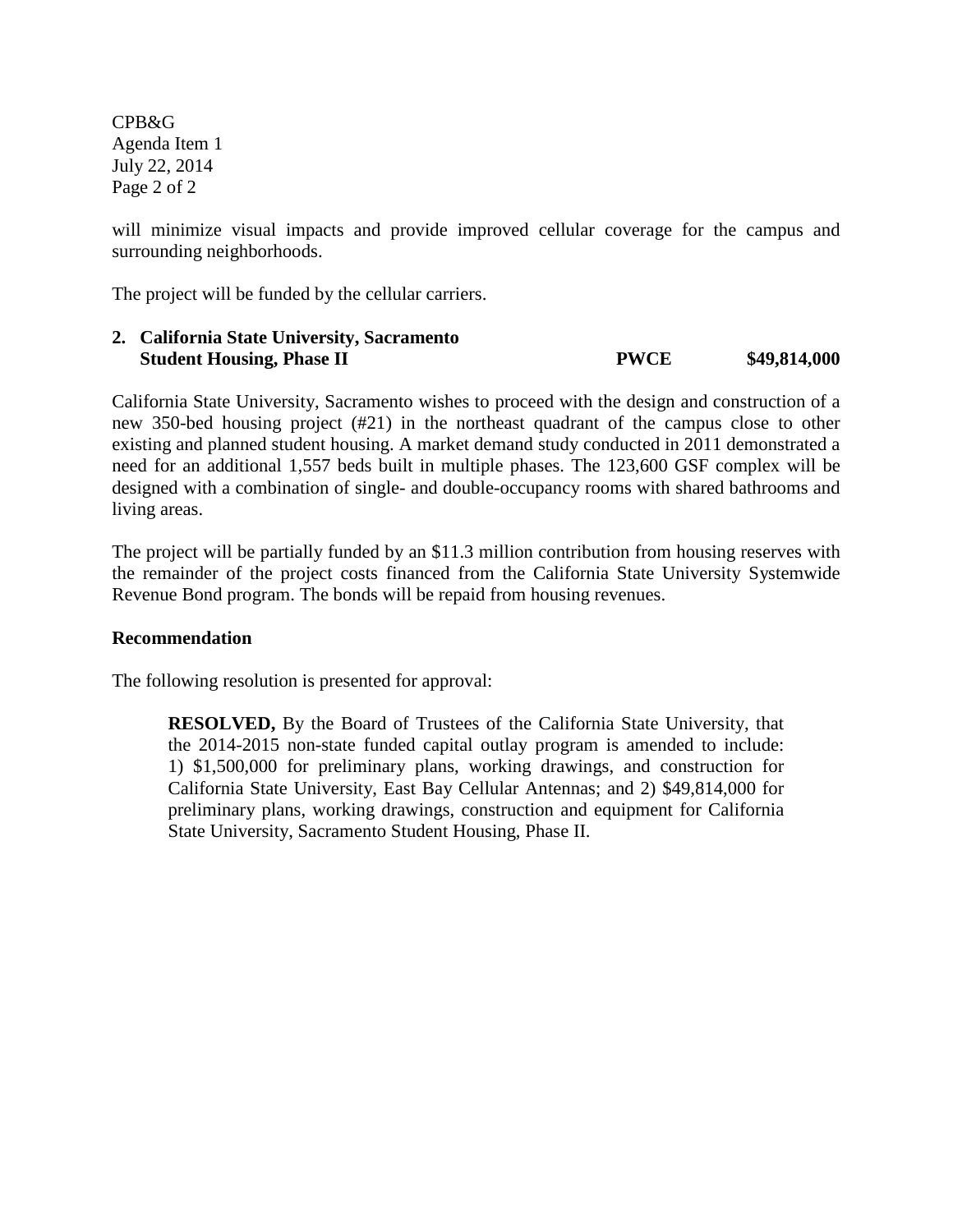will minimize visual impacts and provide improved cellular coverage for the campus and surrounding neighborhoods.

The project will be funded by the cellular carriers.

**2. California State University, Sacramento**
**Student Housing, Phase II** **PWCE** **$49,814,000**

California State University, Sacramento wishes to proceed with the design and construction of a new 350-bed housing project (#21) in the northeast quadrant of the campus close to other existing and planned student housing. A market demand study conducted in 2011 demonstrated a need for an additional 1,557 beds built in multiple phases. The 123,600 GSF complex will be designed with a combination of single- and double-occupancy rooms with shared bathrooms and living areas.

The project will be partially funded by an $11.3 million contribution from housing reserves with the remainder of the project costs financed from the California State University Systemwide Revenue Bond program. The bonds will be repaid from housing revenues.

**Recommendation**

The following resolution is presented for approval:

> **RESOLVED,** By the Board of Trustees of the California State University, that the 2014-2015 non-state funded capital outlay program is amended to include: 1) $1,500,000 for preliminary plans, working drawings, and construction for California State University, East Bay Cellular Antennas; and 2) $49,814,000 for preliminary plans, working drawings, construction and equipment for California State University, Sacramento Student Housing, Phase II.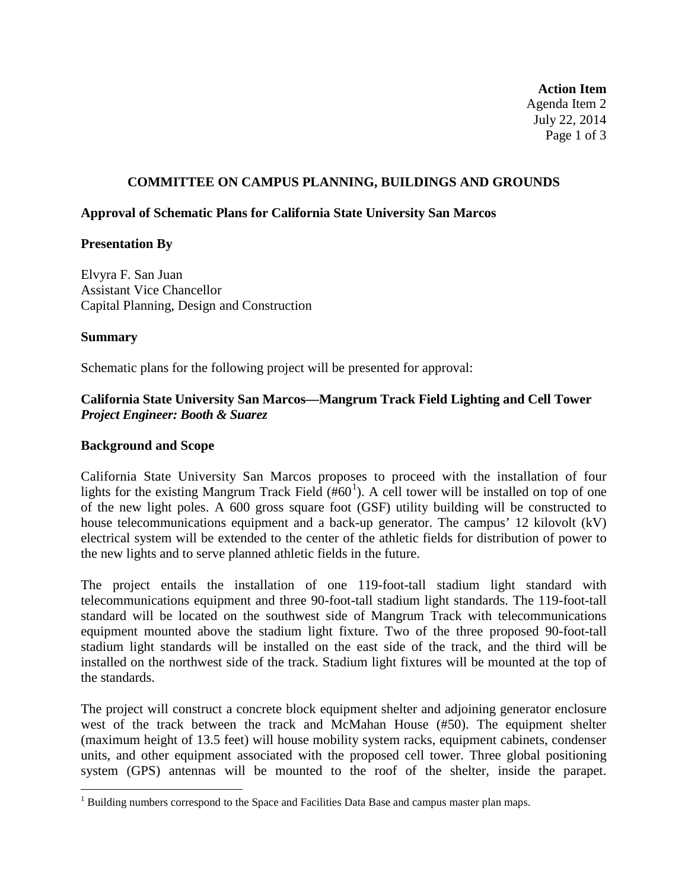**Action Item**
Agenda Item 2
July 22, 2014

## COMMITTEE ON CAMPUS PLANNING, BUILDINGS AND GROUNDS

### Approval of Schematic Plans for California State University San Marcos

### Presentation By

Elvyra F. San Juan
Assistant Vice Chancellor
Capital Planning, Design and Construction

### Summary

Schematic plans for the following project will be presented for approval:

**California State University San Marcos—Mangrum Track Field Lighting and Cell Tower**
***Project Engineer: Booth & Suarez***

### Background and Scope

California State University San Marcos proposes to proceed with the installation of four lights for the existing Mangrum Track Field (#60[1]). A cell tower will be installed on top of one of the new light poles. A 600 gross square foot (GSF) utility building will be constructed to house telecommunications equipment and a back-up generator. The campus' 12 kilovolt (kV) electrical system will be extended to the center of the athletic fields for distribution of power to the new lights and to serve planned athletic fields in the future.

The project entails the installation of one 119-foot-tall stadium light standard with telecommunications equipment and three 90-foot-tall stadium light standards. The 119-foot-tall standard will be located on the southwest side of Mangrum Track with telecommunications equipment mounted above the stadium light fixture. Two of the three proposed 90-foot-tall stadium light standards will be installed on the east side of the track, and the third will be installed on the northwest side of the track. Stadium light fixtures will be mounted at the top of the standards.

The project will construct a concrete block equipment shelter and adjoining generator enclosure west of the track between the track and McMahan House (#50). The equipment shelter (maximum height of 13.5 feet) will house mobility system racks, equipment cabinets, condenser units, and other equipment associated with the proposed cell tower. Three global positioning system (GPS) antennas will be mounted to the roof of the shelter, inside the parapet.

[1] Building numbers correspond to the Space and Facilities Data Base and campus master plan maps.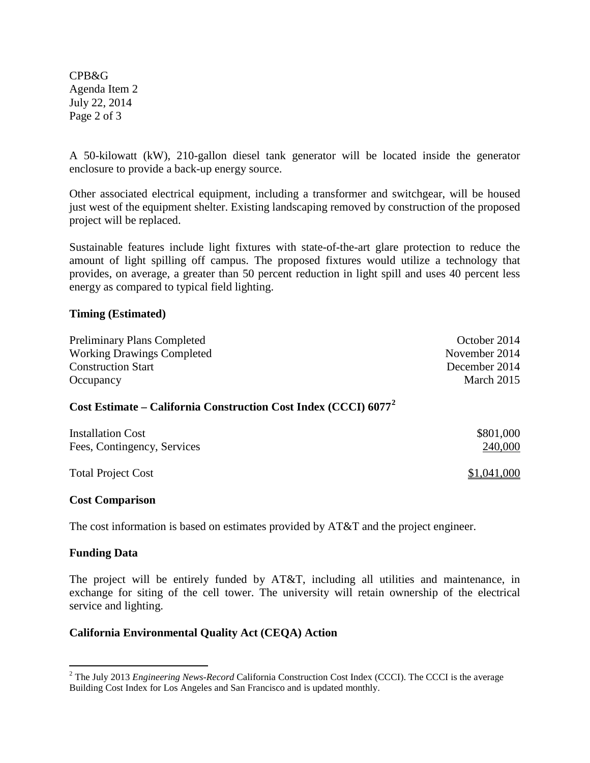A 50-kilowatt (kW), 210-gallon diesel tank generator will be located inside the generator enclosure to provide a back-up energy source.

Other associated electrical equipment, including a transformer and switchgear, will be housed just west of the equipment shelter. Existing landscaping removed by construction of the proposed project will be replaced.

Sustainable features include light fixtures with state-of-the-art glare protection to reduce the amount of light spilling off campus. The proposed fixtures would utilize a technology that provides, on average, a greater than 50 percent reduction in light spill and uses 40 percent less energy as compared to typical field lighting.

**Timing (Estimated)**

| | |
|---|---|
| Preliminary Plans Completed | October 2014 |
| Working Drawings Completed | November 2014 |
| Construction Start | December 2014 |
| Occupancy | March 2015 |

**Cost Estimate – California Construction Cost Index (CCCI) 6077[2]**

| | |
|---|---|
| Installation Cost | \$801,000 |
| Fees, Contingency, Services | 240,000 |
| Total Project Cost | \$1,041,000 |

**Cost Comparison**

The cost information is based on estimates provided by AT&T and the project engineer.

**Funding Data**

The project will be entirely funded by AT&T, including all utilities and maintenance, in exchange for siting of the cell tower. The university will retain ownership of the electrical service and lighting.

**California Environmental Quality Act (CEQA) Action**

[2] The July 2013 *Engineering News-Record* California Construction Cost Index (CCCI). The CCCI is the average Building Cost Index for Los Angeles and San Francisco and is updated monthly.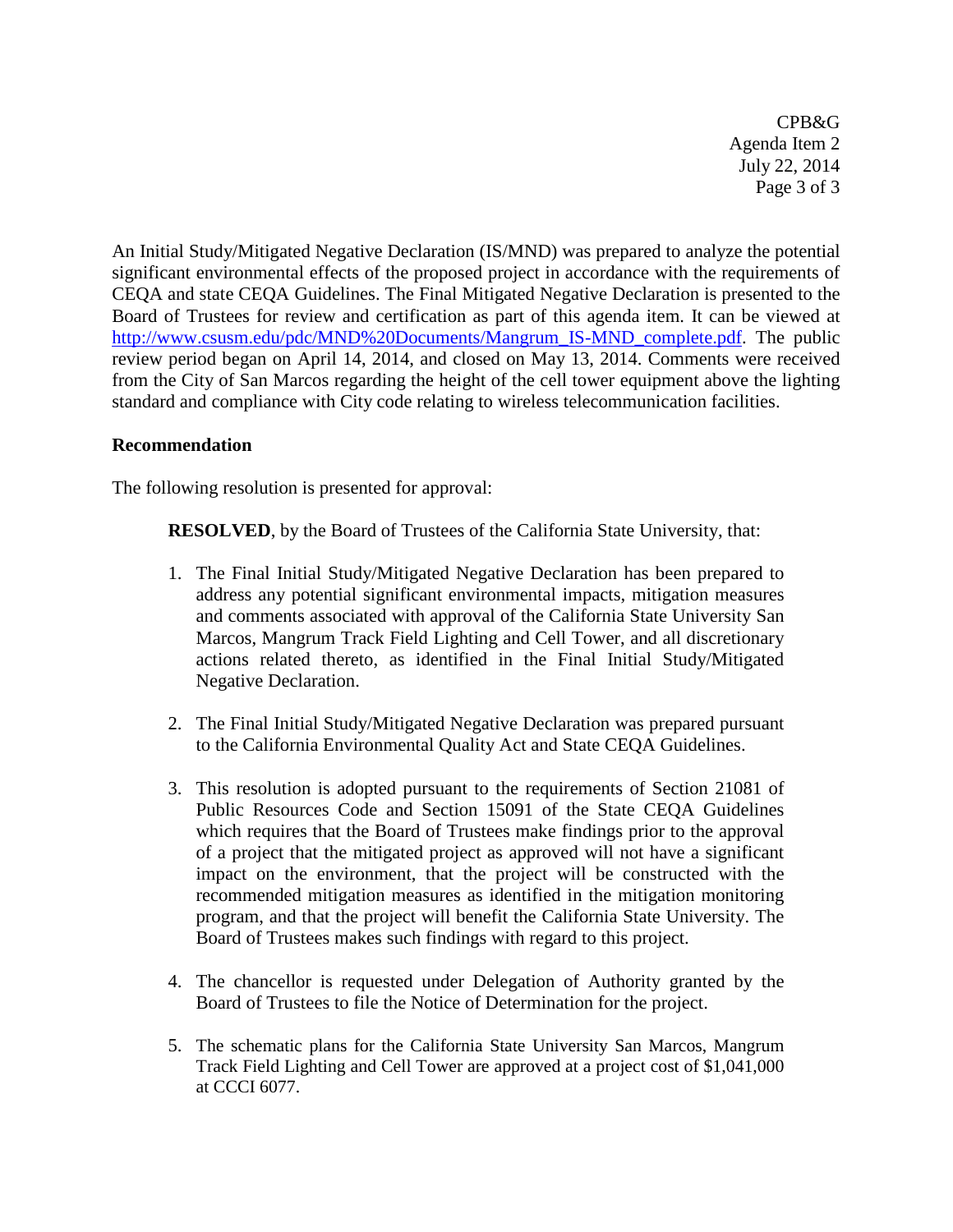An Initial Study/Mitigated Negative Declaration (IS/MND) was prepared to analyze the potential significant environmental effects of the proposed project in accordance with the requirements of CEQA and state CEQA Guidelines. The Final Mitigated Negative Declaration is presented to the Board of Trustees for review and certification as part of this agenda item. It can be viewed at http://www.csusm.edu/pdc/MND%20Documents/Mangrum_IS-MND_complete.pdf. The public review period began on April 14, 2014, and closed on May 13, 2014. Comments were received from the City of San Marcos regarding the height of the cell tower equipment above the lighting standard and compliance with City code relating to wireless telecommunication facilities.

**Recommendation**

The following resolution is presented for approval:

**RESOLVED**, by the Board of Trustees of the California State University, that:

1. The Final Initial Study/Mitigated Negative Declaration has been prepared to address any potential significant environmental impacts, mitigation measures and comments associated with approval of the California State University San Marcos, Mangrum Track Field Lighting and Cell Tower, and all discretionary actions related thereto, as identified in the Final Initial Study/Mitigated Negative Declaration.

2. The Final Initial Study/Mitigated Negative Declaration was prepared pursuant to the California Environmental Quality Act and State CEQA Guidelines.

3. This resolution is adopted pursuant to the requirements of Section 21081 of Public Resources Code and Section 15091 of the State CEQA Guidelines which requires that the Board of Trustees make findings prior to the approval of a project that the mitigated project as approved will not have a significant impact on the environment, that the project will be constructed with the recommended mitigation measures as identified in the mitigation monitoring program, and that the project will benefit the California State University. The Board of Trustees makes such findings with regard to this project.

4. The chancellor is requested under Delegation of Authority granted by the Board of Trustees to file the Notice of Determination for the project.

5. The schematic plans for the California State University San Marcos, Mangrum Track Field Lighting and Cell Tower are approved at a project cost of $1,041,000 at CCCI 6077.